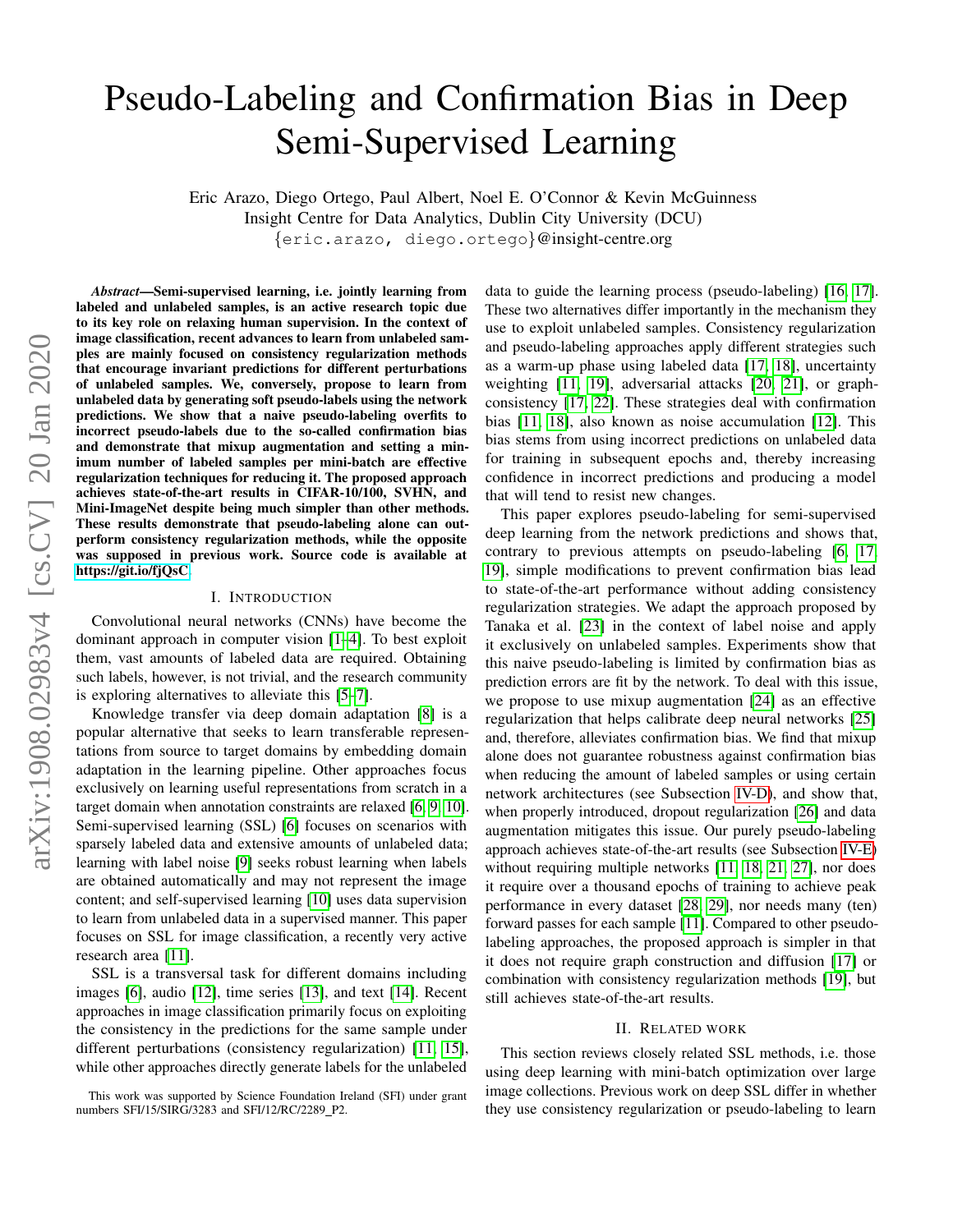# Pseudo-Labeling and Confirmation Bias in Deep Semi-Supervised Learning

Eric Arazo, Diego Ortego, Paul Albert, Noel E. O'Connor & Kevin McGuinness
Insight Centre for Data Analytics, Dublin City University (DCU)
{eric.arazo, diego.ortego}@insight-centre.org

***Abstract*—Semi-supervised learning, i.e. jointly learning from labeled and unlabeled samples, is an active research topic due to its key role on relaxing human supervision. In the context of image classification, recent advances to learn from unlabeled samples are mainly focused on consistency regularization methods that encourage invariant predictions for different perturbations of unlabeled samples. We, conversely, propose to learn from unlabeled data by generating soft pseudo-labels using the network predictions. We show that a naive pseudo-labeling overfits to incorrect pseudo-labels due to the so-called confirmation bias and demonstrate that mixup augmentation and setting a minimum number of labeled samples per mini-batch are effective regularization techniques for reducing it. The proposed approach achieves state-of-the-art results in CIFAR-10/100, SVHN, and Mini-ImageNet despite being much simpler than other methods. These results demonstrate that pseudo-labeling alone can outperform consistency regularization methods, while the opposite was supposed in previous work. Source code is available at https://git.io/fjQsC.**

## I. Introduction

Convolutional neural networks (CNNs) have become the dominant approach in computer vision [1–4]. To best exploit them, vast amounts of labeled data are required. Obtaining such labels, however, is not trivial, and the research community is exploring alternatives to alleviate this [5–7].

Knowledge transfer via deep domain adaptation [8] is a popular alternative that seeks to learn transferable representations from source to target domains by embedding domain adaptation in the learning pipeline. Other approaches focus exclusively on learning useful representations from scratch in a target domain when annotation constraints are relaxed [6, 9, 10]. Semi-supervised learning (SSL) [6] focuses on scenarios with sparsely labeled data and extensive amounts of unlabeled data; learning with label noise [9] seeks robust learning when labels are obtained automatically and may not represent the image content; and self-supervised learning [10] uses data supervision to learn from unlabeled data in a supervised manner. This paper focuses on SSL for image classification, a recently very active research area [11].

SSL is a transversal task for different domains including images [6], audio [12], time series [13], and text [14]. Recent approaches in image classification primarily focus on exploiting the consistency in the predictions for the same sample under different perturbations (consistency regularization) [11, 15], while other approaches directly generate labels for the unlabeled data to guide the learning process (pseudo-labeling) [16, 17]. These two alternatives differ importantly in the mechanism they use to exploit unlabeled samples. Consistency regularization and pseudo-labeling approaches apply different strategies such as a warm-up phase using labeled data [17, 18], uncertainty weighting [11, 19], adversarial attacks [20, 21], or graph-consistency [17, 22]. These strategies deal with confirmation bias [11, 18], also known as noise accumulation [12]. This bias stems from using incorrect predictions on unlabeled data for training in subsequent epochs and, thereby increasing confidence in incorrect predictions and producing a model that will tend to resist new changes.

This paper explores pseudo-labeling for semi-supervised deep learning from the network predictions and shows that, contrary to previous attempts on pseudo-labeling [6, 17, 19], simple modifications to prevent confirmation bias lead to state-of-the-art performance without adding consistency regularization strategies. We adapt the approach proposed by Tanaka et al. [23] in the context of label noise and apply it exclusively on unlabeled samples. Experiments show that this naive pseudo-labeling is limited by confirmation bias as prediction errors are fit by the network. To deal with this issue, we propose to use mixup augmentation [24] as an effective regularization that helps calibrate deep neural networks [25] and, therefore, alleviates confirmation bias. We find that mixup alone does not guarantee robustness against confirmation bias when reducing the amount of labeled samples or using certain network architectures (see Subsection IV-D), and show that, when properly introduced, dropout regularization [26] and data augmentation mitigates this issue. Our purely pseudo-labeling approach achieves state-of-the-art results (see Subsection IV-E) without requiring multiple networks [11, 18, 21, 27], nor does it require over a thousand epochs of training to achieve peak performance in every dataset [28, 29], nor needs many (ten) forward passes for each sample [11]. Compared to other pseudo-labeling approaches, the proposed approach is simpler in that it does not require graph construction and diffusion [17] or combination with consistency regularization methods [19], but still achieves state-of-the-art results.

## II. Related work

This section reviews closely related SSL methods, i.e. those using deep learning with mini-batch optimization over large image collections. Previous work on deep SSL differ in whether they use consistency regularization or pseudo-labeling to learn

This work was supported by Science Foundation Ireland (SFI) under grant numbers SFI/15/SIRG/3283 and SFI/12/RC/2289_P2.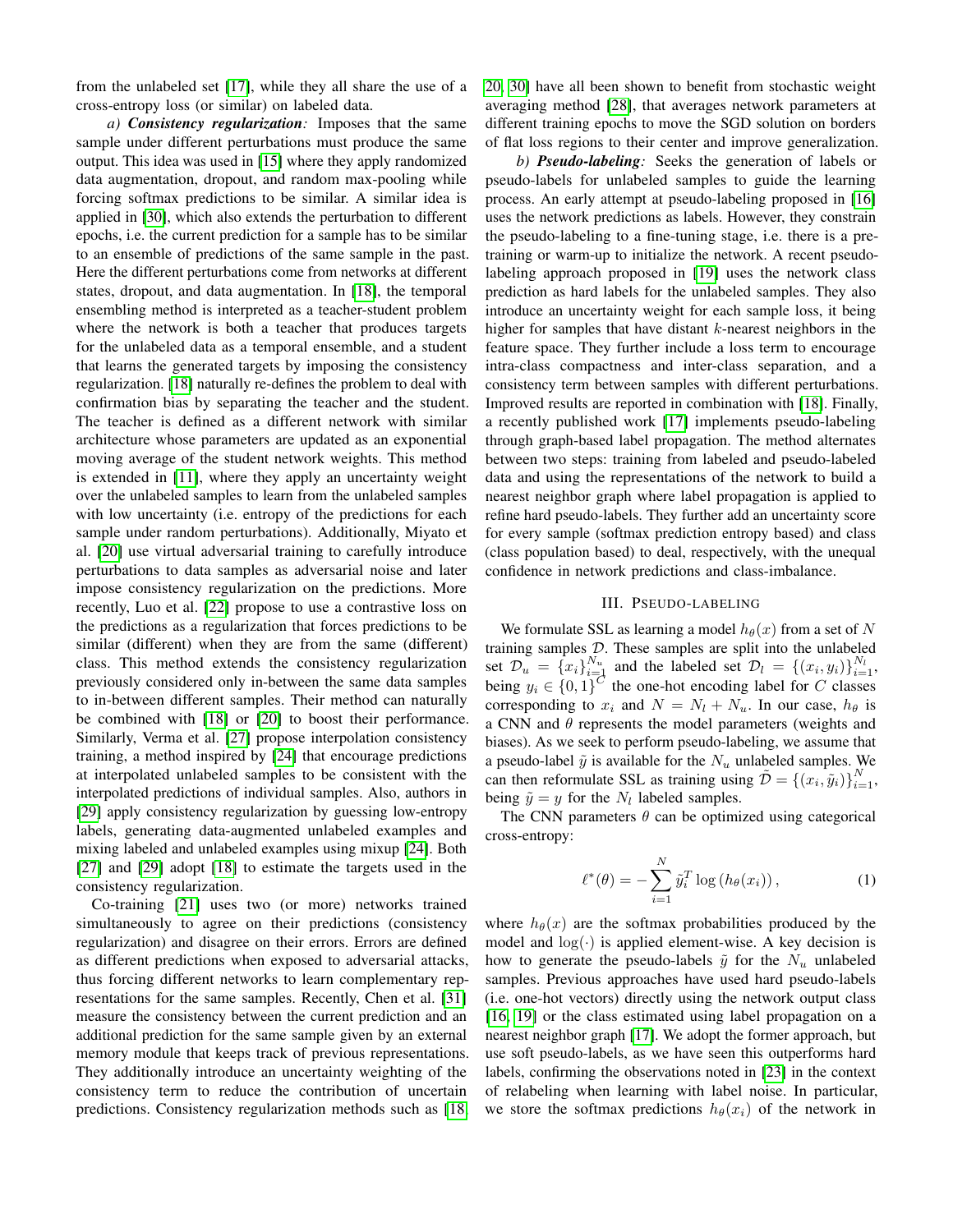from the unlabeled set [17], while they all share the use of a cross-entropy loss (or similar) on labeled data.

*a) **Consistency regularization**:* Imposes that the same sample under different perturbations must produce the same output. This idea was used in [15] where they apply randomized data augmentation, dropout, and random max-pooling while forcing softmax predictions to be similar. A similar idea is applied in [30], which also extends the perturbation to different epochs, i.e. the current prediction for a sample has to be similar to an ensemble of predictions of the same sample in the past. Here the different perturbations come from networks at different states, dropout, and data augmentation. In [18], the temporal ensembling method is interpreted as a teacher-student problem where the network is both a teacher that produces targets for the unlabeled data as a temporal ensemble, and a student that learns the generated targets by imposing the consistency regularization. [18] naturally re-defines the problem to deal with confirmation bias by separating the teacher and the student. The teacher is defined as a different network with similar architecture whose parameters are updated as an exponential moving average of the student network weights. This method is extended in [11], where they apply an uncertainty weight over the unlabeled samples to learn from the unlabeled samples with low uncertainty (i.e. entropy of the predictions for each sample under random perturbations). Additionally, Miyato et al. [20] use virtual adversarial training to carefully introduce perturbations to data samples as adversarial noise and later impose consistency regularization on the predictions. More recently, Luo et al. [22] propose to use a contrastive loss on the predictions as a regularization that forces predictions to be similar (different) when they are from the same (different) class. This method extends the consistency regularization previously considered only in-between the same data samples to in-between different samples. Their method can naturally be combined with [18] or [20] to boost their performance. Similarly, Verma et al. [27] propose interpolation consistency training, a method inspired by [24] that encourage predictions at interpolated unlabeled samples to be consistent with the interpolated predictions of individual samples. Also, authors in [29] apply consistency regularization by guessing low-entropy labels, generating data-augmented unlabeled examples and mixing labeled and unlabeled examples using mixup [24]. Both [27] and [29] adopt [18] to estimate the targets used in the consistency regularization.

Co-training [21] uses two (or more) networks trained simultaneously to agree on their predictions (consistency regularization) and disagree on their errors. Errors are defined as different predictions when exposed to adversarial attacks, thus forcing different networks to learn complementary representations for the same samples. Recently, Chen et al. [31] measure the consistency between the current prediction and an additional prediction for the same sample given by an external memory module that keeps track of previous representations. They additionally introduce an uncertainty weighting of the consistency term to reduce the contribution of uncertain predictions. Consistency regularization methods such as [18, 20, 30] have all been shown to benefit from stochastic weight averaging method [28], that averages network parameters at different training epochs to move the SGD solution on borders of flat loss regions to their center and improve generalization.

*b) **Pseudo-labeling**:* Seeks the generation of labels or pseudo-labels for unlabeled samples to guide the learning process. An early attempt at pseudo-labeling proposed in [16] uses the network predictions as labels. However, they constrain the pseudo-labeling to a fine-tuning stage, i.e. there is a pre-training or warm-up to initialize the network. A recent pseudo-labeling approach proposed in [19] uses the network class prediction as hard labels for the unlabeled samples. They also introduce an uncertainty weight for each sample loss, it being higher for samples that have distant $k$-nearest neighbors in the feature space. They further include a loss term to encourage intra-class compactness and inter-class separation, and a consistency term between samples with different perturbations. Improved results are reported in combination with [18]. Finally, a recently published work [17] implements pseudo-labeling through graph-based label propagation. The method alternates between two steps: training from labeled and pseudo-labeled data and using the representations of the network to build a nearest neighbor graph where label propagation is applied to refine hard pseudo-labels. They further add an uncertainty score for every sample (softmax prediction entropy based) and class (class population based) to deal, respectively, with the unequal confidence in network predictions and class-imbalance.

## III. Pseudo-labeling

We formulate SSL as learning a model $h_\theta(x)$ from a set of $N$ training samples $\mathcal{D}$. These samples are split into the unlabeled set $\mathcal{D}_u = \{x_i\}_{i=1}^{N_u}$ and the labeled set $\mathcal{D}_l = \{(x_i, y_i)\}_{i=1}^{N_l}$, being $y_i \in \{0,1\}^C$ the one-hot encoding label for $C$ classes corresponding to $x_i$ and $N = N_l + N_u$. In our case, $h_\theta$ is a CNN and $\theta$ represents the model parameters (weights and biases). As we seek to perform pseudo-labeling, we assume that a pseudo-label $\tilde{y}$ is available for the $N_u$ unlabeled samples. We can then reformulate SSL as training using $\tilde{\mathcal{D}} = \{(x_i, \tilde{y}_i)\}_{i=1}^{N}$, being $\tilde{y} = y$ for the $N_l$ labeled samples.

The CNN parameters $\theta$ can be optimized using categorical cross-entropy:

$$\ell^*(\theta) = -\sum_{i=1}^{N} \tilde{y}_i^T \log\left(h_\theta(x_i)\right), \tag{1}$$

where $h_\theta(x)$ are the softmax probabilities produced by the model and $\log(\cdot)$ is applied element-wise. A key decision is how to generate the pseudo-labels $\tilde{y}$ for the $N_u$ unlabeled samples. Previous approaches have used hard pseudo-labels (i.e. one-hot vectors) directly using the network output class [16, 19] or the class estimated using label propagation on a nearest neighbor graph [17]. We adopt the former approach, but use soft pseudo-labels, as we have seen this outperforms hard labels, confirming the observations noted in [23] in the context of relabeling when learning with label noise. In particular, we store the softmax predictions $h_\theta(x_i)$ of the network in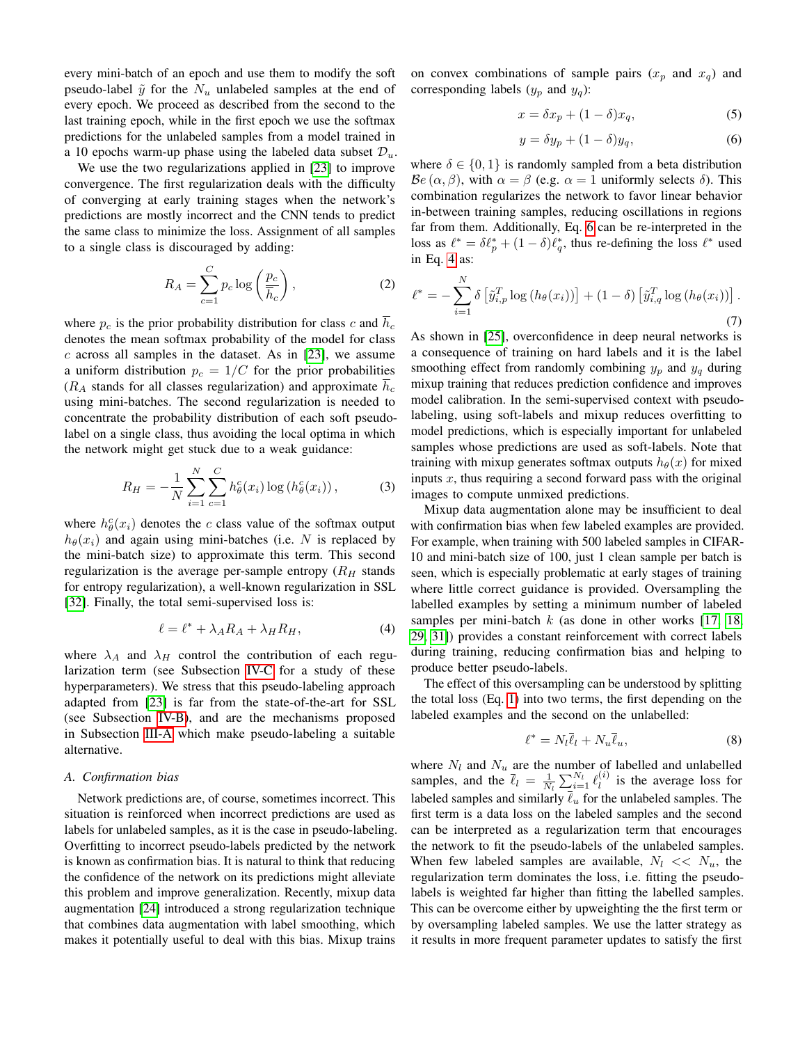every mini-batch of an epoch and use them to modify the soft pseudo-label $\tilde{y}$ for the $N_u$ unlabeled samples at the end of every epoch. We proceed as described from the second to the last training epoch, while in the first epoch we use the softmax predictions for the unlabeled samples from a model trained in a 10 epochs warm-up phase using the labeled data subset $\mathcal{D}_u$.

We use the two regularizations applied in [23] to improve convergence. The first regularization deals with the difficulty of converging at early training stages when the network's predictions are mostly incorrect and the CNN tends to predict the same class to minimize the loss. Assignment of all samples to a single class is discouraged by adding:

$$R_A = \sum_{c=1}^{C} p_c \log\left(\frac{p_c}{\overline{h}_c}\right), \tag{2}$$

where $p_c$ is the prior probability distribution for class $c$ and $\overline{h}_c$ denotes the mean softmax probability of the model for class $c$ across all samples in the dataset. As in [23], we assume a uniform distribution $p_c = 1/C$ for the prior probabilities ($R_A$ stands for all classes regularization) and approximate $\overline{h}_c$ using mini-batches. The second regularization is needed to concentrate the probability distribution of each soft pseudo-label on a single class, thus avoiding the local optima in which the network might get stuck due to a weak guidance:

$$R_H = -\frac{1}{N}\sum_{i=1}^{N}\sum_{c=1}^{C} h_\theta^c(x_i)\log\left(h_\theta^c(x_i)\right), \tag{3}$$

where $h_\theta^c(x_i)$ denotes the $c$ class value of the softmax output $h_\theta(x_i)$ and again using mini-batches (i.e. $N$ is replaced by the mini-batch size) to approximate this term. This second regularization is the average per-sample entropy ($R_H$ stands for entropy regularization), a well-known regularization in SSL [32]. Finally, the total semi-supervised loss is:

$$\ell = \ell^* + \lambda_A R_A + \lambda_H R_H, \tag{4}$$

where $\lambda_A$ and $\lambda_H$ control the contribution of each regularization term (see Subsection IV-C for a study of these hyperparameters). We stress that this pseudo-labeling approach adapted from [23] is far from the state-of-the-art for SSL (see Subsection IV-B), and are the mechanisms proposed in Subsection III-A which make pseudo-labeling a suitable alternative.

### A. Confirmation bias

Network predictions are, of course, sometimes incorrect. This situation is reinforced when incorrect predictions are used as labels for unlabeled samples, as it is the case in pseudo-labeling. Overfitting to incorrect pseudo-labels predicted by the network is known as confirmation bias. It is natural to think that reducing the confidence of the network on its predictions might alleviate this problem and improve generalization. Recently, mixup data augmentation [24] introduced a strong regularization technique that combines data augmentation with label smoothing, which makes it potentially useful to deal with this bias. Mixup trains on convex combinations of sample pairs ($x_p$ and $x_q$) and corresponding labels ($y_p$ and $y_q$):

$$x = \delta x_p + (1-\delta)x_q, \tag{5}$$

$$y = \delta y_p + (1-\delta)y_q, \tag{6}$$

where $\delta \in \{0, 1\}$ is randomly sampled from a beta distribution $\mathcal{B}e(\alpha, \beta)$, with $\alpha = \beta$ (e.g. $\alpha = 1$ uniformly selects $\delta$). This combination regularizes the network to favor linear behavior in-between training samples, reducing oscillations in regions far from them. Additionally, Eq. 6 can be re-interpreted in the loss as $\ell^* = \delta\ell_p^* + (1-\delta)\ell_q^*$, thus re-defining the loss $\ell^*$ used in Eq. 4 as:

$$\ell^* = -\sum_{i=1}^{N} \delta\left[\tilde{y}_{i,p}^T \log\left(h_\theta(x_i)\right)\right] + (1-\delta)\left[\tilde{y}_{i,q}^T \log\left(h_\theta(x_i)\right)\right]. \tag{7}$$

As shown in [25], overconfidence in deep neural networks is a consequence of training on hard labels and it is the label smoothing effect from randomly combining $y_p$ and $y_q$ during mixup training that reduces prediction confidence and improves model calibration. In the semi-supervised context with pseudo-labeling, using soft-labels and mixup reduces overfitting to model predictions, which is especially important for unlabeled samples whose predictions are used as soft-labels. Note that training with mixup generates softmax outputs $h_\theta(x)$ for mixed inputs $x$, thus requiring a second forward pass with the original images to compute unmixed predictions.

Mixup data augmentation alone may be insufficient to deal with confirmation bias when few labeled examples are provided. For example, when training with 500 labeled samples in CIFAR-10 and mini-batch size of 100, just 1 clean sample per batch is seen, which is especially problematic at early stages of training where little correct guidance is provided. Oversampling the labelled examples by setting a minimum number of labeled samples per mini-batch $k$ (as done in other works [17, 18, 29, 31]) provides a constant reinforcement with correct labels during training, reducing confirmation bias and helping to produce better pseudo-labels.

The effect of this oversampling can be understood by splitting the total loss (Eq. 1) into two terms, the first depending on the labeled examples and the second on the unlabelled:

$$\ell^* = N_l\overline{\ell}_l + N_u\overline{\ell}_u, \tag{8}$$

where $N_l$ and $N_u$ are the number of labelled and unlabelled samples, and the $\overline{\ell}_l = \frac{1}{N_l}\sum_{i=1}^{N_l}\ell_l^{(i)}$ is the average loss for labeled samples and similarly $\overline{\ell}_u$ for the unlabeled samples. The first term is a data loss on the labeled samples and the second can be interpreted as a regularization term that encourages the network to fit the pseudo-labels of the unlabeled samples. When few labeled samples are available, $N_l << N_u$, the regularization term dominates the loss, i.e. fitting the pseudo-labels is weighted far higher than fitting the labelled samples. This can be overcome either by upweighting the the first term or by oversampling labeled samples. We use the latter strategy as it results in more frequent parameter updates to satisfy the first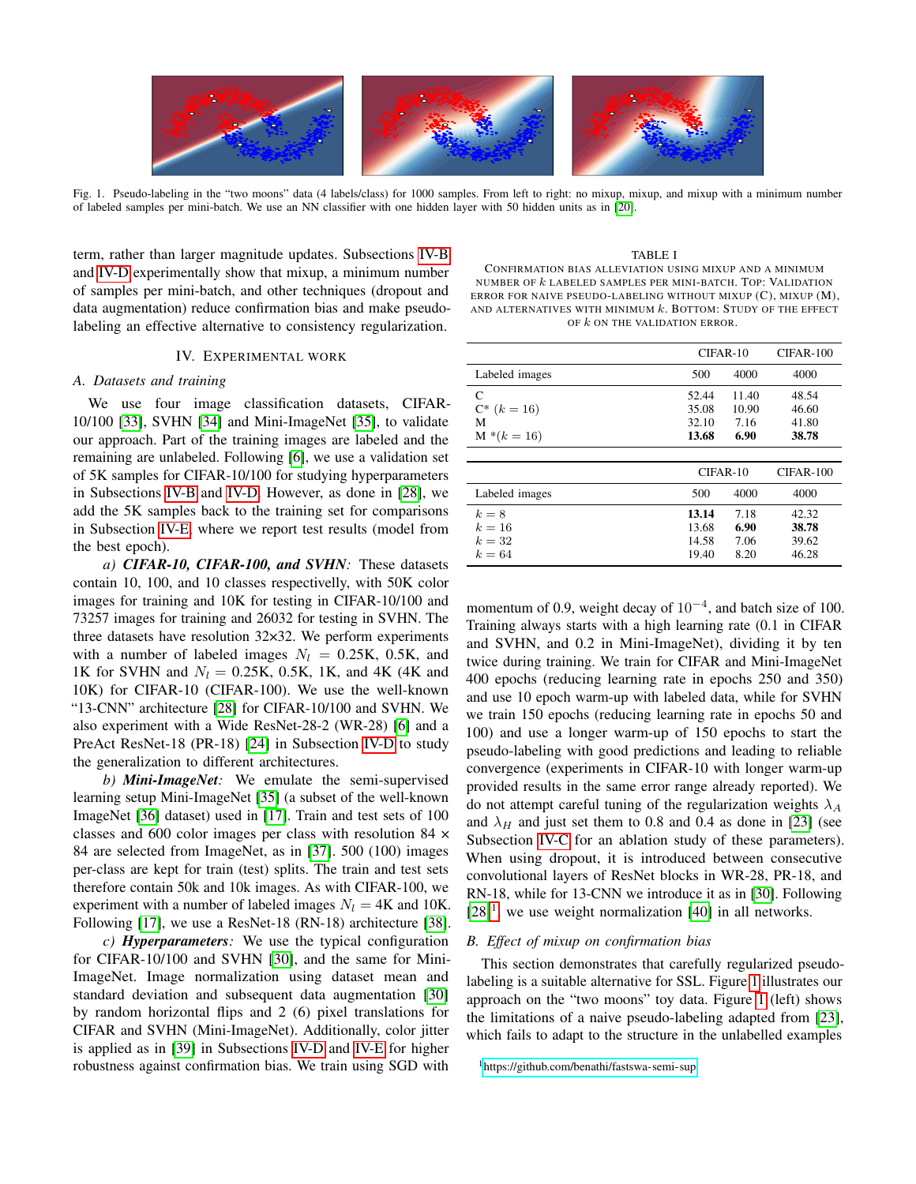Fig. 1. Pseudo-labeling in the "two moons" data (4 labels/class) for 1000 samples. From left to right: no mixup, mixup, and mixup with a minimum number of labeled samples per mini-batch. We use an NN classifier with one hidden layer with 50 hidden units as in [20].

term, rather than larger magnitude updates. Subsections IV-B and IV-D experimentally show that mixup, a minimum number of samples per mini-batch, and other techniques (dropout and data augmentation) reduce confirmation bias and make pseudo-labeling an effective alternative to consistency regularization.

## IV. Experimental work

### A. Datasets and training

We use four image classification datasets, CIFAR-10/100 [33], SVHN [34] and Mini-ImageNet [35], to validate our approach. Part of the training images are labeled and the remaining are unlabeled. Following [6], we use a validation set of 5K samples for CIFAR-10/100 for studying hyperparameters in Subsections IV-B and IV-D. However, as done in [28], we add the 5K samples back to the training set for comparisons in Subsection IV-E, where we report test results (model from the best epoch).

*a) **CIFAR-10, CIFAR-100, and SVHN**:* These datasets contain 10, 100, and 10 classes respectivelly, with 50K color images for training and 10K for testing in CIFAR-10/100 and 73257 images for training and 26032 for testing in SVHN. The three datasets have resolution 32×32. We perform experiments with a number of labeled images $N_l$ = 0.25K, 0.5K, and 1K for SVHN and $N_l$ = 0.25K, 0.5K, 1K, and 4K (4K and 10K) for CIFAR-10 (CIFAR-100). We use the well-known "13-CNN" architecture [28] for CIFAR-10/100 and SVHN. We also experiment with a Wide ResNet-28-2 (WR-28) [6] and a PreAct ResNet-18 (PR-18) [24] in Subsection IV-D to study the generalization to different architectures.

*b) **Mini-ImageNet**:* We emulate the semi-supervised learning setup Mini-ImageNet [35] (a subset of the well-known ImageNet [36] dataset) used in [17]. Train and test sets of 100 classes and 600 color images per class with resolution 84 × 84 are selected from ImageNet, as in [37]. 500 (100) images per-class are kept for train (test) splits. The train and test sets therefore contain 50k and 10k images. As with CIFAR-100, we experiment with a number of labeled images $N_l$ = 4K and 10K. Following [17], we use a ResNet-18 (RN-18) architecture [38].

*c) **Hyperparameters**:* We use the typical configuration for CIFAR-10/100 and SVHN [30], and the same for Mini-ImageNet. Image normalization using dataset mean and standard deviation and subsequent data augmentation [30] by random horizontal flips and 2 (6) pixel translations for CIFAR and SVHN (Mini-ImageNet). Additionally, color jitter is applied as in [39] in Subsections IV-D and IV-E for higher robustness against confirmation bias. We train using SGD with momentum of 0.9, weight decay of $10^{-4}$, and batch size of 100. Training always starts with a high learning rate (0.1 in CIFAR and SVHN, and 0.2 in Mini-ImageNet), dividing it by ten twice during training. We train for CIFAR and Mini-ImageNet 400 epochs (reducing learning rate in epochs 250 and 350) and use 10 epoch warm-up with labeled data, while for SVHN we train 150 epochs (reducing learning rate in epochs 50 and 100) and use a longer warm-up of 150 epochs to start the pseudo-labeling with good predictions and leading to reliable convergence (experiments in CIFAR-10 with longer warm-up provided results in the same error range already reported). We do not attempt careful tuning of the regularization weights $\lambda_A$ and $\lambda_H$ and just set them to 0.8 and 0.4 as done in [23] (see Subsection IV-C for an ablation study of these parameters). When using dropout, it is introduced between consecutive convolutional layers of ResNet blocks in WR-28, PR-18, and RN-18, while for 13-CNN we introduce it as in [30]. Following [28][1], we use weight normalization [40] in all networks.

TABLE I
Confirmation bias alleviation using mixup and a minimum number of $k$ labeled samples per mini-batch. Top: Validation error for naive pseudo-labeling without mixup (C), mixup (M), and alternatives with minimum $k$. Bottom: Study of the effect of $k$ on the validation error.

| | CIFAR-10 | | CIFAR-100 |
|---|---|---|---|
| Labeled images | 500 | 4000 | 4000 |
| C | 52.44 | 11.40 | 48.54 |
| C* ($k = 16$) | 35.08 | 10.90 | 46.60 |
| M | 32.10 | 7.16 | 41.80 |
| M *($k = 16$) | **13.68** | **6.90** | **38.78** |

| | CIFAR-10 | | CIFAR-100 |
|---|---|---|---|
| Labeled images | 500 | 4000 | 4000 |
| $k = 8$ | **13.14** | 7.18 | 42.32 |
| $k = 16$ | 13.68 | **6.90** | **38.78** |
| $k = 32$ | 14.58 | 7.06 | 39.62 |
| $k = 64$ | 19.40 | 8.20 | 46.28 |

### B. Effect of mixup on confirmation bias

This section demonstrates that carefully regularized pseudo-labeling is a suitable alternative for SSL. Figure 1 illustrates our approach on the "two moons" toy data. Figure 1 (left) shows the limitations of a naive pseudo-labeling adapted from [23], which fails to adapt to the structure in the unlabelled examples

[1] https://github.com/benathi/fastswa-semi-sup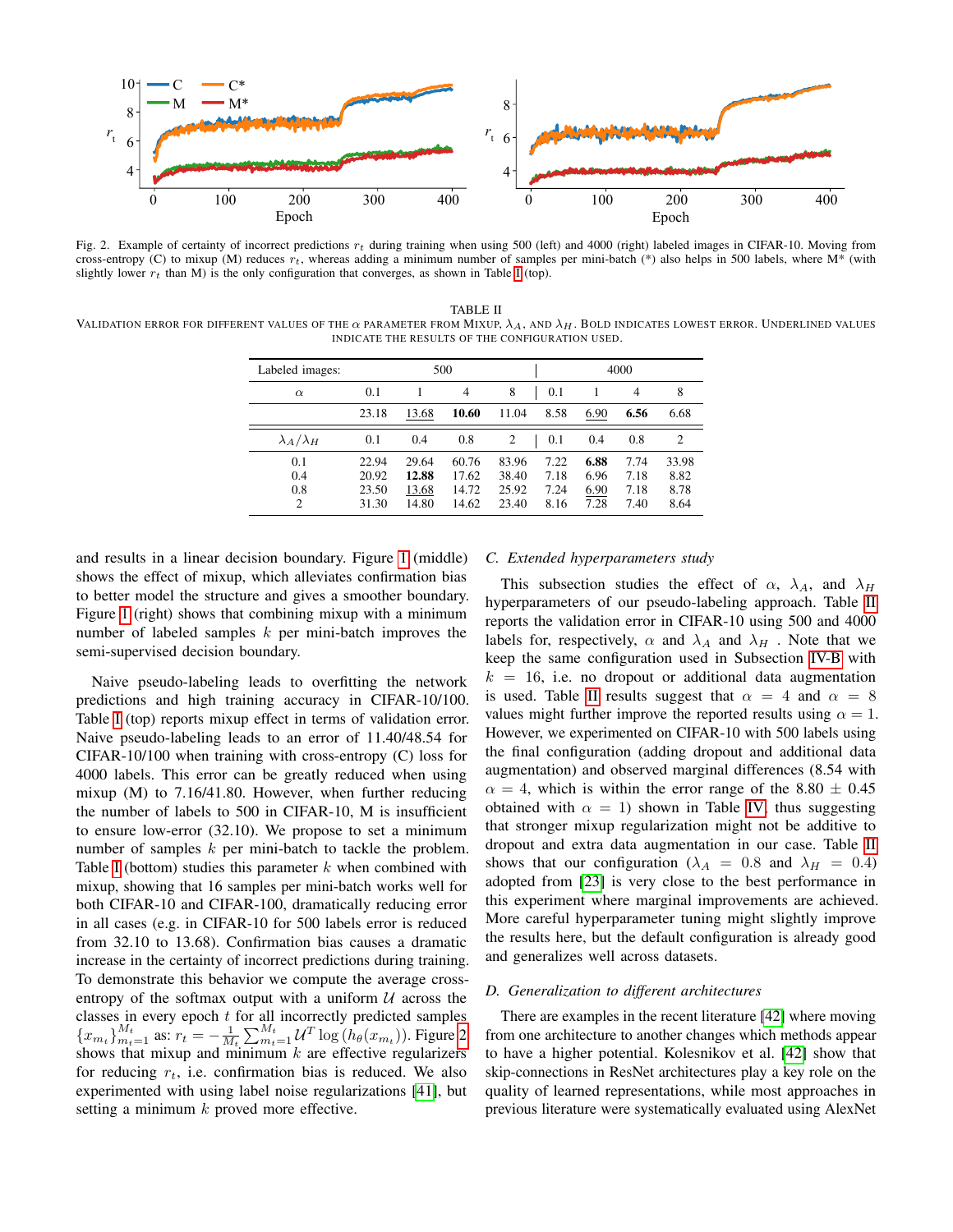Fig. 2. Example of certainty of incorrect predictions $r_t$ during training when using 500 (left) and 4000 (right) labeled images in CIFAR-10. Moving from cross-entropy (C) to mixup (M) reduces $r_t$, whereas adding a minimum number of samples per mini-batch (*) also helps in 500 labels, where M* (with slightly lower $r_t$ than M) is the only configuration that converges, as shown in Table I (top).

TABLE II
VALIDATION ERROR FOR DIFFERENT VALUES OF THE $\alpha$ PARAMETER FROM MIXUP, $\lambda_A$, AND $\lambda_H$. BOLD INDICATES LOWEST ERROR. UNDERLINED VALUES INDICATE THE RESULTS OF THE CONFIGURATION USED.

| Labeled images: | 500 | | | | 4000 | | | |
|---|---|---|---|---|---|---|---|---|
| $\alpha$ | 0.1 | 1 | 4 | 8 | 0.1 | 1 | 4 | 8 |
| | 23.18 | <u>13.68</u> | **10.60** | 11.04 | 8.58 | <u>6.90</u> | **6.56** | 6.68 |
| $\lambda_A/\lambda_H$ | 0.1 | 0.4 | 0.8 | 2 | 0.1 | 0.4 | 0.8 | 2 |
| 0.1 | 22.94 | 29.64 | 60.76 | 83.96 | 7.22 | **6.88** | 7.74 | 33.98 |
| 0.4 | 20.92 | **12.88** | 17.62 | 38.40 | 7.18 | 6.96 | 7.18 | 8.82 |
| 0.8 | 23.50 | <u>13.68</u> | 14.72 | 25.92 | 7.24 | <u>6.90</u> | 7.18 | 8.78 |
| 2 | 31.30 | 14.80 | 14.62 | 23.40 | 8.16 | 7.28 | 7.40 | 8.64 |

and results in a linear decision boundary. Figure 1 (middle) shows the effect of mixup, which alleviates confirmation bias to better model the structure and gives a smoother boundary. Figure 1 (right) shows that combining mixup with a minimum number of labeled samples $k$ per mini-batch improves the semi-supervised decision boundary.

Naive pseudo-labeling leads to overfitting the network predictions and high training accuracy in CIFAR-10/100. Table I (top) reports mixup effect in terms of validation error. Naive pseudo-labeling leads to an error of 11.40/48.54 for CIFAR-10/100 when training with cross-entropy (C) loss for 4000 labels. This error can be greatly reduced when using mixup (M) to 7.16/41.80. However, when further reducing the number of labels to 500 in CIFAR-10, M is insufficient to ensure low-error (32.10). We propose to set a minimum number of samples $k$ per mini-batch to tackle the problem. Table I (bottom) studies this parameter $k$ when combined with mixup, showing that 16 samples per mini-batch works well for both CIFAR-10 and CIFAR-100, dramatically reducing error in all cases (e.g. in CIFAR-10 for 500 labels error is reduced from 32.10 to 13.68). Confirmation bias causes a dramatic increase in the certainty of incorrect predictions during training. To demonstrate this behavior we compute the average cross-entropy of the softmax output with a uniform $\mathcal{U}$ across the classes in every epoch $t$ for all incorrectly predicted samples $\{x_{m_t}\}_{m_t=1}^{M_t}$ as: $r_t = -\frac{1}{M_t}\sum_{m_t=1}^{M_t} \mathcal{U}^T \log\left(h_\theta(x_{m_t})\right)$. Figure 2 shows that mixup and minimum $k$ are effective regularizers for reducing $r_t$, i.e. confirmation bias is reduced. We also experimented with using label noise regularizations [41], but setting a minimum $k$ proved more effective.

### C. Extended hyperparameters study

This subsection studies the effect of $\alpha$, $\lambda_A$, and $\lambda_H$ hyperparameters of our pseudo-labeling approach. Table II reports the validation error in CIFAR-10 using 500 and 4000 labels for, respectively, $\alpha$ and $\lambda_A$ and $\lambda_H$ . Note that we keep the same configuration used in Subsection IV-B with $k = 16$, i.e. no dropout or additional data augmentation is used. Table II results suggest that $\alpha = 4$ and $\alpha = 8$ values might further improve the reported results using $\alpha = 1$. However, we experimented on CIFAR-10 with 500 labels using the final configuration (adding dropout and additional data augmentation) and observed marginal differences (8.54 with $\alpha = 4$, which is within the error range of the 8.80 $\pm$ 0.45 obtained with $\alpha = 1$) shown in Table IV, thus suggesting that stronger mixup regularization might not be additive to dropout and extra data augmentation in our case. Table II shows that our configuration ($\lambda_A = 0.8$ and $\lambda_H = 0.4$) adopted from [23] is very close to the best performance in this experiment where marginal improvements are achieved. More careful hyperparameter tuning might slightly improve the results here, but the default configuration is already good and generalizes well across datasets.

### D. Generalization to different architectures

There are examples in the recent literature [42] where moving from one architecture to another changes which methods appear to have a higher potential. Kolesnikov et al. [42] show that skip-connections in ResNet architectures play a key role on the quality of learned representations, while most approaches in previous literature were systematically evaluated using AlexNet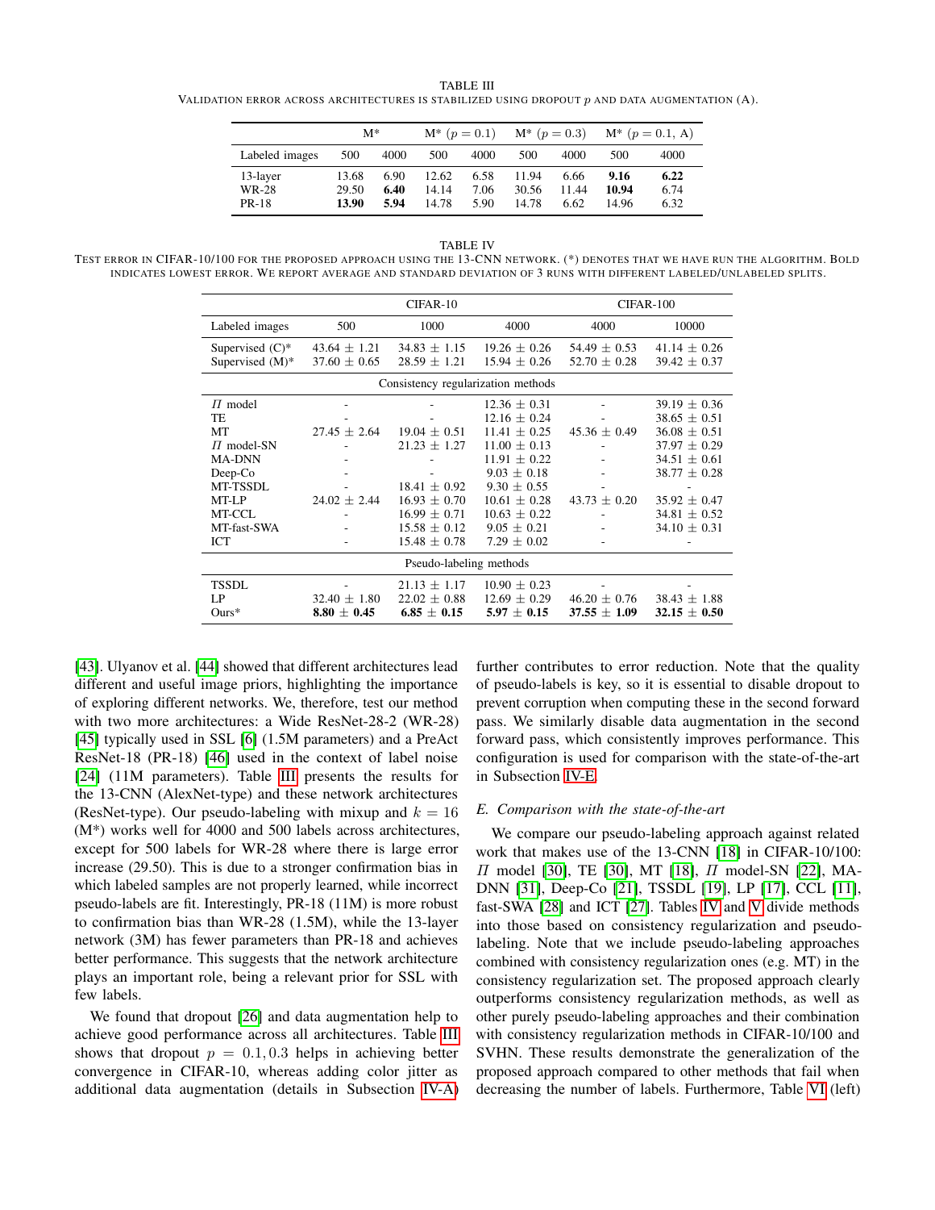TABLE III
VALIDATION ERROR ACROSS ARCHITECTURES IS STABILIZED USING DROPOUT $p$ AND DATA AUGMENTATION (A).

| | M* | | M* ($p=0.1$) | | M* ($p=0.3$) | | M* ($p=0.1$, A) | |
|---|---|---|---|---|---|---|---|---|
| Labeled images | 500 | 4000 | 500 | 4000 | 500 | 4000 | 500 | 4000 |
| 13-layer | 13.68 | 6.90 | 12.62 | 6.58 | 11.94 | 6.66 | **9.16** | **6.22** |
| WR-28 | 29.50 | **6.40** | 14.14 | 7.06 | 30.56 | 11.44 | **10.94** | 6.74 |
| PR-18 | **13.90** | **5.94** | 14.78 | 5.90 | 14.78 | 6.62 | 14.96 | 6.32 |

TABLE IV
TEST ERROR IN CIFAR-10/100 FOR THE PROPOSED APPROACH USING THE 13-CNN NETWORK. (*) DENOTES THAT WE HAVE RUN THE ALGORITHM. BOLD INDICATES LOWEST ERROR. WE REPORT AVERAGE AND STANDARD DEVIATION OF 3 RUNS WITH DIFFERENT LABELED/UNLABELED SPLITS.

| | CIFAR-10 | | | CIFAR-100 | |
|---|---|---|---|---|---|
| Labeled images | 500 | 1000 | 4000 | 4000 | 10000 |
| Supervised (C)* | 43.64 ± 1.21 | 34.83 ± 1.15 | 19.26 ± 0.26 | 54.49 ± 0.53 | 41.14 ± 0.26 |
| Supervised (M)* | 37.60 ± 0.65 | 28.59 ± 1.21 | 15.94 ± 0.26 | 52.70 ± 0.28 | 39.42 ± 0.37 |
| *Consistency regularization methods* | | | | | |
| $\Pi$ model | - | - | 12.36 ± 0.31 | - | 39.19 ± 0.36 |
| TE | - | - | 12.16 ± 0.24 | - | 38.65 ± 0.51 |
| MT | 27.45 ± 2.64 | 19.04 ± 0.51 | 11.41 ± 0.25 | 45.36 ± 0.49 | 36.08 ± 0.51 |
| $\Pi$ model-SN | - | 21.23 ± 1.27 | 11.00 ± 0.13 | - | 37.97 ± 0.29 |
| MA-DNN | - | - | 11.91 ± 0.22 | - | 34.51 ± 0.61 |
| Deep-Co | - | - | 9.03 ± 0.18 | - | 38.77 ± 0.28 |
| MT-TSSDL | - | 18.41 ± 0.92 | 9.30 ± 0.55 | - | - |
| MT-LP | 24.02 ± 2.44 | 16.93 ± 0.70 | 10.61 ± 0.28 | 43.73 ± 0.20 | 35.92 ± 0.47 |
| MT-CCL | - | 16.99 ± 0.71 | 10.63 ± 0.22 | - | 34.81 ± 0.52 |
| MT-fast-SWA | - | 15.58 ± 0.12 | 9.05 ± 0.21 | - | 34.10 ± 0.31 |
| ICT | - | 15.48 ± 0.78 | 7.29 ± 0.02 | - | - |
| *Pseudo-labeling methods* | | | | | |
| TSSDL | - | 21.13 ± 1.17 | 10.90 ± 0.23 | - | - |
| LP | 32.40 ± 1.80 | 22.02 ± 0.88 | 12.69 ± 0.29 | 46.20 ± 0.76 | 38.43 ± 1.88 |
| Ours* | **8.80 ± 0.45** | **6.85 ± 0.15** | **5.97 ± 0.15** | **37.55 ± 1.09** | **32.15 ± 0.50** |

[43]. Ulyanov et al. [44] showed that different architectures lead different and useful image priors, highlighting the importance of exploring different networks. We, therefore, test our method with two more architectures: a Wide ResNet-28-2 (WR-28) [45] typically used in SSL [6] (1.5M parameters) and a PreAct ResNet-18 (PR-18) [46] used in the context of label noise [24] (11M parameters). Table III presents the results for the 13-CNN (AlexNet-type) and these network architectures (ResNet-type). Our pseudo-labeling with mixup and $k = 16$ (M*) works well for 4000 and 500 labels across architectures, except for 500 labels for WR-28 where there is large error increase (29.50). This is due to a stronger confirmation bias in which labeled samples are not properly learned, while incorrect pseudo-labels are fit. Interestingly, PR-18 (11M) is more robust to confirmation bias than WR-28 (1.5M), while the 13-layer network (3M) has fewer parameters than PR-18 and achieves better performance. This suggests that the network architecture plays an important role, being a relevant prior for SSL with few labels.

We found that dropout [26] and data augmentation help to achieve good performance across all architectures. Table III shows that dropout $p = 0.1, 0.3$ helps in achieving better convergence in CIFAR-10, whereas adding color jitter as additional data augmentation (details in Subsection IV-A) further contributes to error reduction. Note that the quality of pseudo-labels is key, so it is essential to disable dropout to prevent corruption when computing these in the second forward pass. We similarly disable data augmentation in the second forward pass, which consistently improves performance. This configuration is used for comparison with the state-of-the-art in Subsection IV-E.

### *E. Comparison with the state-of-the-art*

We compare our pseudo-labeling approach against related work that makes use of the 13-CNN [18] in CIFAR-10/100: $\Pi$ model [30], TE [30], MT [18], $\Pi$ model-SN [22], MA-DNN [31], Deep-Co [21], TSSDL [19], LP [17], CCL [11], fast-SWA [28] and ICT [27]. Tables IV and V divide methods into those based on consistency regularization and pseudo-labeling. Note that we include pseudo-labeling approaches combined with consistency regularization ones (e.g. MT) in the consistency regularization set. The proposed approach clearly outperforms consistency regularization methods, as well as other purely pseudo-labeling approaches and their combination with consistency regularization methods in CIFAR-10/100 and SVHN. These results demonstrate the generalization of the proposed approach compared to other methods that fail when decreasing the number of labels. Furthermore, Table VI (left)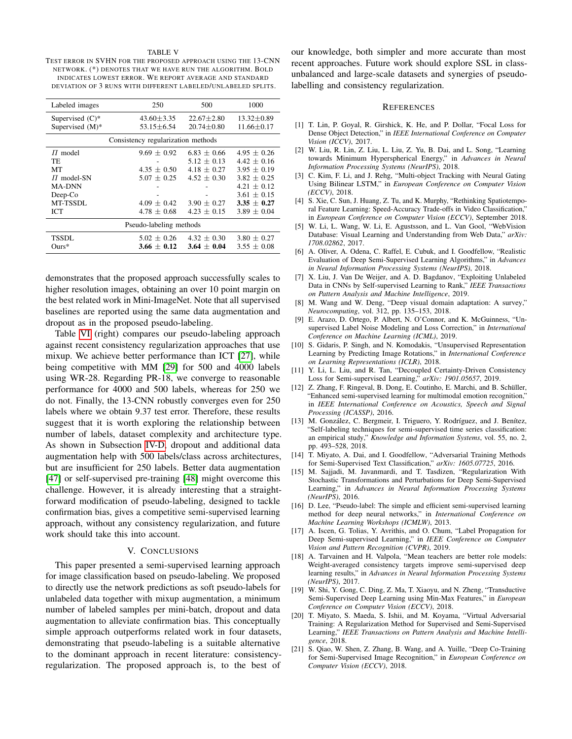TABLE V

TEST ERROR IN SVHN FOR THE PROPOSED APPROACH USING THE 13-CNN NETWORK. (*) DENOTES THAT WE HAVE RUN THE ALGORITHM. BOLD INDICATES LOWEST ERROR. WE REPORT AVERAGE AND STANDARD DEVIATION OF 3 RUNS WITH DIFFERENT LABELED/UNLABELED SPLITS.

| Labeled images | 250 | 500 | 1000 |
|---|---|---|---|
| Supervised (C)* | 43.60±3.35 | 22.67±2.80 | 13.32±0.89 |
| Supervised (M)* | 53.15±6.54 | 20.74±0.80 | 11.66±0.17 |
| Consistency regularization methods | | | |
| $\Pi$ model | 9.69 ± 0.92 | 6.83 ± 0.66 | 4.95 ± 0.26 |
| TE | - | 5.12 ± 0.13 | 4.42 ± 0.16 |
| MT | 4.35 ± 0.50 | 4.18 ± 0.27 | 3.95 ± 0.19 |
| $\Pi$ model-SN | 5.07 ± 0.25 | 4.52 ± 0.30 | 3.82 ± 0.25 |
| MA-DNN | - | - | 4.21 ± 0.12 |
| Deep-Co | - | - | 3.61 ± 0.15 |
| MT-TSSDL | 4.09 ± 0.42 | 3.90 ± 0.27 | **3.35 ± 0.27** |
| ICT | 4.78 ± 0.68 | 4.23 ± 0.15 | 3.89 ± 0.04 |
| Pseudo-labeling methods | | | |
| TSSDL | 5.02 ± 0.26 | 4.32 ± 0.30 | 3.80 ± 0.27 |
| Ours* | **3.66 ± 0.12** | **3.64 ± 0.04** | 3.55 ± 0.08 |

demonstrates that the proposed approach successfully scales to higher resolution images, obtaining an over 10 point margin on the best related work in Mini-ImageNet. Note that all supervised baselines are reported using the same data augmentation and dropout as in the proposed pseudo-labeling.

Table VI (right) compares our pseudo-labeling approach against recent consistency regularization approaches that use mixup. We achieve better performance than ICT [27], while being competitive with MM [29] for 500 and 4000 labels using WR-28. Regarding PR-18, we converge to reasonable performance for 4000 and 500 labels, whereas for 250 we do not. Finally, the 13-CNN robustly converges even for 250 labels where we obtain 9.37 test error. Therefore, these results suggest that it is worth exploring the relationship between number of labels, dataset complexity and architecture type. As shown in Subsection IV-D, dropout and additional data augmentation help with 500 labels/class across architectures, but are insufficient for 250 labels. Better data augmentation [47] or self-supervised pre-training [48] might overcome this challenge. However, it is already interesting that a straightforward modification of pseudo-labeling, designed to tackle confirmation bias, gives a competitive semi-supervised learning approach, without any consistency regularization, and future work should take this into account.

## V. CONCLUSIONS

This paper presented a semi-supervised learning approach for image classification based on pseudo-labeling. We proposed to directly use the network predictions as soft pseudo-labels for unlabeled data together with mixup augmentation, a minimum number of labeled samples per mini-batch, dropout and data augmentation to alleviate confirmation bias. This conceptually simple approach outperforms related work in four datasets, demonstrating that pseudo-labeling is a suitable alternative to the dominant approach in recent literature: consistency-regularization. The proposed approach is, to the best of our knowledge, both simpler and more accurate than most recent approaches. Future work should explore SSL in class-unbalanced and large-scale datasets and synergies of pseudo-labelling and consistency regularization.

## REFERENCES

[1] T. Lin, P. Goyal, R. Girshick, K. He, and P. Dollar, "Focal Loss for Dense Object Detection," in *IEEE International Conference on Computer Vision (ICCV)*, 2017.

[2] W. Liu, R. Lin, Z. Liu, L. Liu, Z. Yu, B. Dai, and L. Song, "Learning towards Minimum Hyperspherical Energy," in *Advances in Neural Information Processing Systems (NeurIPS)*, 2018.

[3] C. Kim, F. Li, and J. Rehg, "Multi-object Tracking with Neural Gating Using Bilinear LSTM," in *European Conference on Computer Vision (ECCV)*, 2018.

[4] S. Xie, C. Sun, J. Huang, Z. Tu, and K. Murphy, "Rethinking Spatiotemporal Feature Learning: Speed-Accuracy Trade-offs in Video Classification," in *European Conference on Computer Vision (ECCV)*, September 2018.

[5] W. Li, L. Wang, W. Li, E. Agustsson, and L. Van Gool, "WebVision Database: Visual Learning and Understanding from Web Data," *arXiv: 1708.02862*, 2017.

[6] A. Oliver, A. Odena, C. Raffel, E. Cubuk, and I. Goodfellow, "Realistic Evaluation of Deep Semi-Supervised Learning Algorithms," in *Advances in Neural Information Processing Systems (NeurIPS)*, 2018.

[7] X. Liu, J. Van De Weijer, and A. D. Bagdanov, "Exploiting Unlabeled Data in CNNs by Self-supervised Learning to Rank," *IEEE Transactions on Pattern Analysis and Machine Intelligence*, 2019.

[8] M. Wang and W. Deng, "Deep visual domain adaptation: A survey," *Neurocomputing*, vol. 312, pp. 135–153, 2018.

[9] E. Arazo, D. Ortego, P. Albert, N. O'Connor, and K. McGuinness, "Unsupervised Label Noise Modeling and Loss Correction," in *International Conference on Machine Learning (ICML)*, 2019.

[10] S. Gidaris, P. Singh, and N. Komodakis, "Unsupervised Representation Learning by Predicting Image Rotations," in *International Conference on Learning Representations (ICLR)*, 2018.

[11] Y. Li, L. Liu, and R. Tan, "Decoupled Certainty-Driven Consistency Loss for Semi-supervised Learning," *arXiv: 1901.05657*, 2019.

[12] Z. Zhang, F. Ringeval, B. Dong, E. Coutinho, E. Marchi, and B. Schüller, "Enhanced semi-supervised learning for multimodal emotion recognition," in *IEEE International Conference on Acoustics, Speech and Signal Processing (ICASSP)*, 2016.

[13] M. González, C. Bergmeir, I. Triguero, Y. Rodríguez, and J. Benítez, "Self-labeling techniques for semi-supervised time series classification: an empirical study," *Knowledge and Information Systems*, vol. 55, no. 2, pp. 493–528, 2018.

[14] T. Miyato, A. Dai, and I. Goodfellow, "Adversarial Training Methods for Semi-Supervised Text Classification," *arXiv: 1605.07725*, 2016.

[15] M. Sajjadi, M. Javanmardi, and T. Tasdizen, "Regularization With Stochastic Transformations and Perturbations for Deep Semi-Supervised Learning," in *Advances in Neural Information Processing Systems (NeurIPS)*, 2016.

[16] D. Lee, "Pseudo-label: The simple and efficient semi-supervised learning method for deep neural networks," in *International Conference on Machine Learning Workshops (ICMLW)*, 2013.

[17] A. Iscen, G. Tolias, Y. Avrithis, and O. Chum, "Label Propagation for Deep Semi-supervised Learning," in *IEEE Conference on Computer Vision and Pattern Recognition (CVPR)*, 2019.

[18] A. Tarvainen and H. Valpola, "Mean teachers are better role models: Weight-averaged consistency targets improve semi-supervised deep learning results," in *Advances in Neural Information Processing Systems (NeurIPS)*, 2017.

[19] W. Shi, Y. Gong, C. Ding, Z. Ma, T. Xiaoyu, and N. Zheng, "Transductive Semi-Supervised Deep Learning using Min-Max Features," in *European Conference on Computer Vision (ECCV)*, 2018.

[20] T. Miyato, S. Maeda, S. Ishii, and M. Koyama, "Virtual Adversarial Training: A Regularization Method for Supervised and Semi-Supervised Learning," *IEEE Transactions on Pattern Analysis and Machine Intelligence*, 2018.

[21] S. Qiao, W. Shen, Z. Zhang, B. Wang, and A. Yuille, "Deep Co-Training for Semi-Supervised Image Recognition," in *European Conference on Computer Vision (ECCV)*, 2018.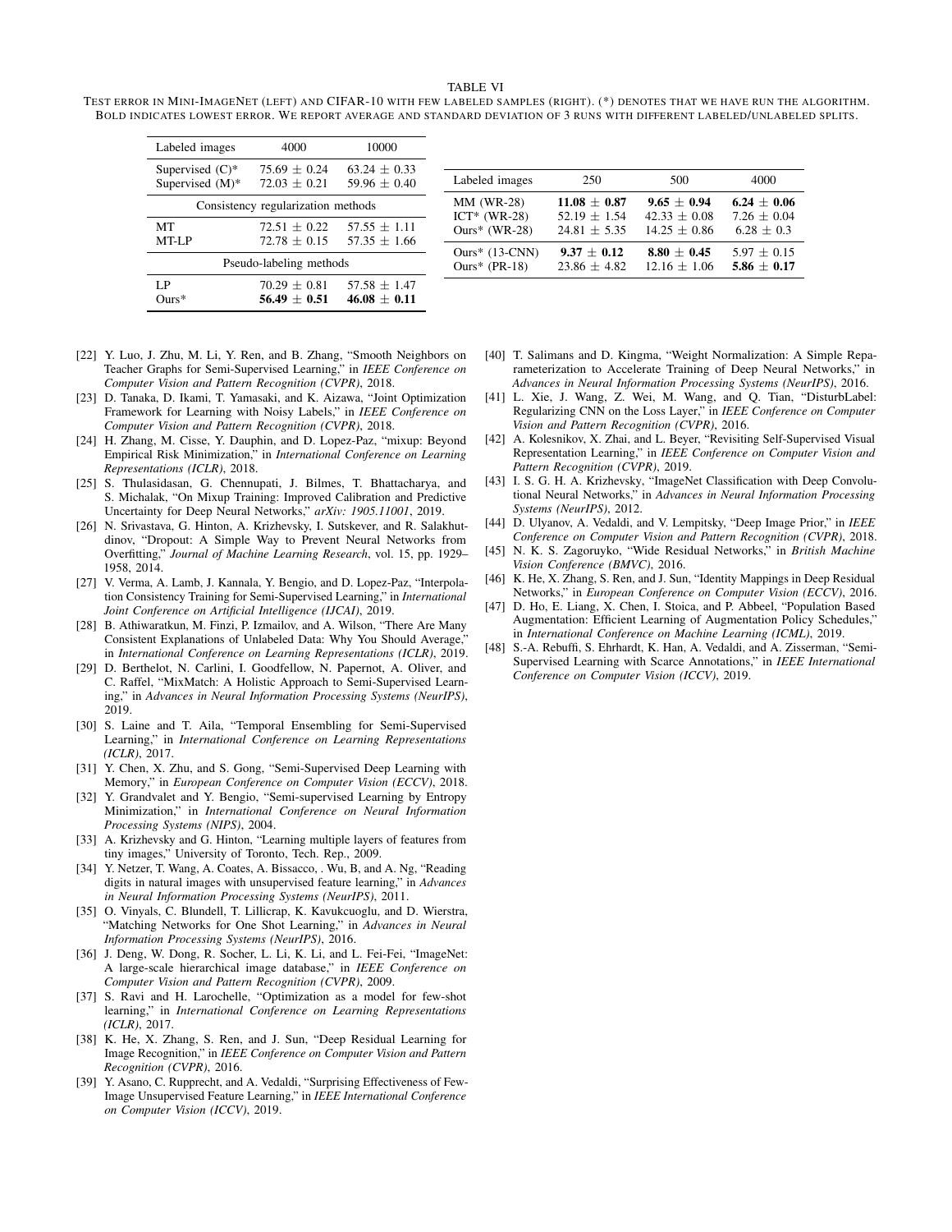TABLE VI

TEST ERROR IN MINI-IMAGENET (LEFT) AND CIFAR-10 WITH FEW LABELED SAMPLES (RIGHT). (*) DENOTES THAT WE HAVE RUN THE ALGORITHM. BOLD INDICATES LOWEST ERROR. WE REPORT AVERAGE AND STANDARD DEVIATION OF 3 RUNS WITH DIFFERENT LABELED/UNLABELED SPLITS.

| Labeled images | 4000 | 10000 |
|---|---|---|
| Supervised (C)* | 75.69 ± 0.24 | 63.24 ± 0.33 |
| Supervised (M)* | 72.03 ± 0.21 | 59.96 ± 0.40 |
| Consistency regularization methods | | |
| MT | 72.51 ± 0.22 | 57.55 ± 1.11 |
| MT-LP | 72.78 ± 0.15 | 57.35 ± 1.66 |
| Pseudo-labeling methods | | |
| LP | 70.29 ± 0.81 | 57.58 ± 1.47 |
| Ours* | **56.49 ± 0.51** | **46.08 ± 0.11** |

| Labeled images | 250 | 500 | 4000 |
|---|---|---|---|
| MM (WR-28) | **11.08 ± 0.87** | **9.65 ± 0.94** | **6.24 ± 0.06** |
| ICT* (WR-28) | 52.19 ± 1.54 | 42.33 ± 0.08 | 7.26 ± 0.04 |
| Ours* (WR-28) | 24.81 ± 5.35 | 14.25 ± 0.86 | 6.28 ± 0.3 |
| Ours* (13-CNN) | **9.37 ± 0.12** | **8.80 ± 0.45** | 5.97 ± 0.15 |
| Ours* (PR-18) | 23.86 ± 4.82 | 12.16 ± 1.06 | **5.86 ± 0.17** |

[22] Y. Luo, J. Zhu, M. Li, Y. Ren, and B. Zhang, "Smooth Neighbors on Teacher Graphs for Semi-Supervised Learning," in *IEEE Conference on Computer Vision and Pattern Recognition (CVPR)*, 2018.

[23] D. Tanaka, D. Ikami, T. Yamasaki, and K. Aizawa, "Joint Optimization Framework for Learning with Noisy Labels," in *IEEE Conference on Computer Vision and Pattern Recognition (CVPR)*, 2018.

[24] H. Zhang, M. Cisse, Y. Dauphin, and D. Lopez-Paz, "mixup: Beyond Empirical Risk Minimization," in *International Conference on Learning Representations (ICLR)*, 2018.

[25] S. Thulasidasan, G. Chennupati, J. Bilmes, T. Bhattacharya, and S. Michalak, "On Mixup Training: Improved Calibration and Predictive Uncertainty for Deep Neural Networks," *arXiv: 1905.11001*, 2019.

[26] N. Srivastava, G. Hinton, A. Krizhevsky, I. Sutskever, and R. Salakhutdinov, "Dropout: A Simple Way to Prevent Neural Networks from Overfitting," *Journal of Machine Learning Research*, vol. 15, pp. 1929–1958, 2014.

[27] V. Verma, A. Lamb, J. Kannala, Y. Bengio, and D. Lopez-Paz, "Interpolation Consistency Training for Semi-Supervised Learning," in *International Joint Conference on Artificial Intelligence (IJCAI)*, 2019.

[28] B. Athiwaratkun, M. Finzi, P. Izmailov, and A. Wilson, "There Are Many Consistent Explanations of Unlabeled Data: Why You Should Average," in *International Conference on Learning Representations (ICLR)*, 2019.

[29] D. Berthelot, N. Carlini, I. Goodfellow, N. Papernot, A. Oliver, and C. Raffel, "MixMatch: A Holistic Approach to Semi-Supervised Learning," in *Advances in Neural Information Processing Systems (NeurIPS)*, 2019.

[30] S. Laine and T. Aila, "Temporal Ensembling for Semi-Supervised Learning," in *International Conference on Learning Representations (ICLR)*, 2017.

[31] Y. Chen, X. Zhu, and S. Gong, "Semi-Supervised Deep Learning with Memory," in *European Conference on Computer Vision (ECCV)*, 2018.

[32] Y. Grandvalet and Y. Bengio, "Semi-supervised Learning by Entropy Minimization," in *International Conference on Neural Information Processing Systems (NIPS)*, 2004.

[33] A. Krizhevsky and G. Hinton, "Learning multiple layers of features from tiny images," University of Toronto, Tech. Rep., 2009.

[34] Y. Netzer, T. Wang, A. Coates, A. Bissacco, . Wu, B, and A. Ng, "Reading digits in natural images with unsupervised feature learning," in *Advances in Neural Information Processing Systems (NeurIPS)*, 2011.

[35] O. Vinyals, C. Blundell, T. Lillicrap, K. Kavukcuoglu, and D. Wierstra, "Matching Networks for One Shot Learning," in *Advances in Neural Information Processing Systems (NeurIPS)*, 2016.

[36] J. Deng, W. Dong, R. Socher, L. Li, K. Li, and L. Fei-Fei, "ImageNet: A large-scale hierarchical image database," in *IEEE Conference on Computer Vision and Pattern Recognition (CVPR)*, 2009.

[37] S. Ravi and H. Larochelle, "Optimization as a model for few-shot learning," in *International Conference on Learning Representations (ICLR)*, 2017.

[38] K. He, X. Zhang, S. Ren, and J. Sun, "Deep Residual Learning for Image Recognition," in *IEEE Conference on Computer Vision and Pattern Recognition (CVPR)*, 2016.

[39] Y. Asano, C. Rupprecht, and A. Vedaldi, "Surprising Effectiveness of Few-Image Unsupervised Feature Learning," in *IEEE International Conference on Computer Vision (ICCV)*, 2019.

[40] T. Salimans and D. Kingma, "Weight Normalization: A Simple Reparameterization to Accelerate Training of Deep Neural Networks," in *Advances in Neural Information Processing Systems (NeurIPS)*, 2016.

[41] L. Xie, J. Wang, Z. Wei, M. Wang, and Q. Tian, "DisturbLabel: Regularizing CNN on the Loss Layer," in *IEEE Conference on Computer Vision and Pattern Recognition (CVPR)*, 2016.

[42] A. Kolesnikov, X. Zhai, and L. Beyer, "Revisiting Self-Supervised Visual Representation Learning," in *IEEE Conference on Computer Vision and Pattern Recognition (CVPR)*, 2019.

[43] I. S. G. H. A. Krizhevsky, "ImageNet Classification with Deep Convolutional Neural Networks," in *Advances in Neural Information Processing Systems (NeurIPS)*, 2012.

[44] D. Ulyanov, A. Vedaldi, and V. Lempitsky, "Deep Image Prior," in *IEEE Conference on Computer Vision and Pattern Recognition (CVPR)*, 2018.

[45] N. K. S. Zagoruyko, "Wide Residual Networks," in *British Machine Vision Conference (BMVC)*, 2016.

[46] K. He, X. Zhang, S. Ren, and J. Sun, "Identity Mappings in Deep Residual Networks," in *European Conference on Computer Vision (ECCV)*, 2016.

[47] D. Ho, E. Liang, X. Chen, I. Stoica, and P. Abbeel, "Population Based Augmentation: Efficient Learning of Augmentation Policy Schedules," in *International Conference on Machine Learning (ICML)*, 2019.

[48] S.-A. Rebuffi, S. Ehrhardt, K. Han, A. Vedaldi, and A. Zisserman, "Semi-Supervised Learning with Scarce Annotations," in *IEEE International Conference on Computer Vision (ICCV)*, 2019.